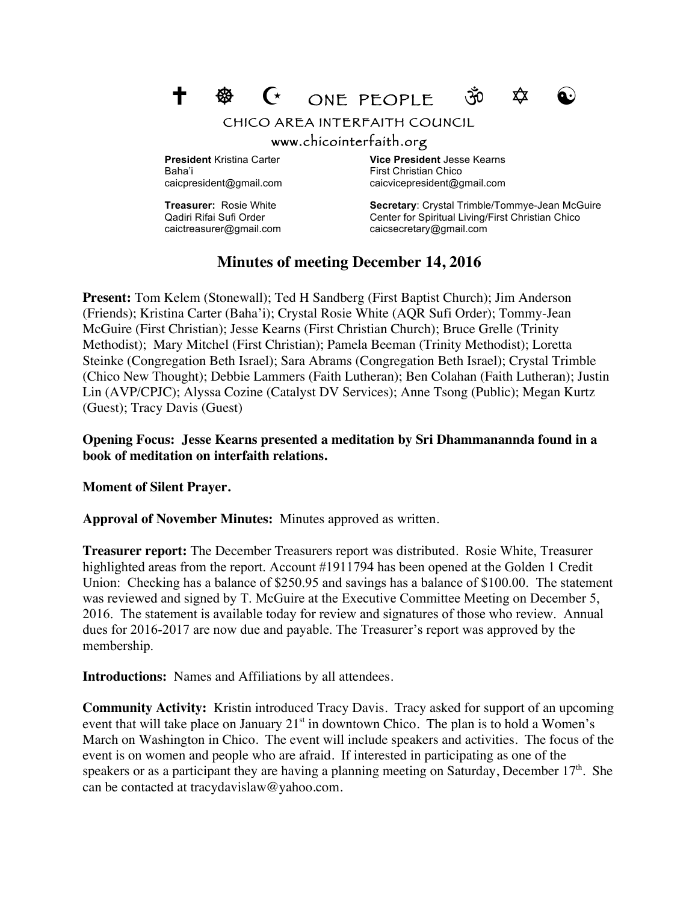# ✝ ☸ ☪ ONE PEOPLE ॐ ✡ ☯

CHICO AREA INTERFAITH COUNCIL

www.chicointerfaith.org

**President** Kristina Carter
Baha'i
caicpresident@gmail.com

**Vice President** Jesse Kearns
First Christian Chico
caicvicepresident@gmail.com

**Treasurer:** Rosie White
Qadiri Rifai Sufi Order
caictreasurer@gmail.com

**Secretary**: Crystal Trimble/Tommye-Jean McGuire
Center for Spiritual Living/First Christian Chico
caicsecretary@gmail.com

## Minutes of meeting December 14, 2016

**Present:** Tom Kelem (Stonewall); Ted H Sandberg (First Baptist Church); Jim Anderson (Friends); Kristina Carter (Baha'i); Crystal Rosie White (AQR Sufi Order); Tommy-Jean McGuire (First Christian); Jesse Kearns (First Christian Church); Bruce Grelle (Trinity Methodist); Mary Mitchel (First Christian); Pamela Beeman (Trinity Methodist); Loretta Steinke (Congregation Beth Israel); Sara Abrams (Congregation Beth Israel); Crystal Trimble (Chico New Thought); Debbie Lammers (Faith Lutheran); Ben Colahan (Faith Lutheran); Justin Lin (AVP/CPJC); Alyssa Cozine (Catalyst DV Services); Anne Tsong (Public); Megan Kurtz (Guest); Tracy Davis (Guest)

**Opening Focus: Jesse Kearns presented a meditation by Sri Dhammanannda found in a book of meditation on interfaith relations.**

**Moment of Silent Prayer.**

**Approval of November Minutes:** Minutes approved as written.

**Treasurer report:** The December Treasurers report was distributed. Rosie White, Treasurer highlighted areas from the report. Account #1911794 has been opened at the Golden 1 Credit Union: Checking has a balance of $250.95 and savings has a balance of $100.00. The statement was reviewed and signed by T. McGuire at the Executive Committee Meeting on December 5, 2016. The statement is available today for review and signatures of those who review. Annual dues for 2016-2017 are now due and payable. The Treasurer's report was approved by the membership.

**Introductions:** Names and Affiliations by all attendees.

**Community Activity:** Kristin introduced Tracy Davis. Tracy asked for support of an upcoming event that will take place on January 21st in downtown Chico. The plan is to hold a Women's March on Washington in Chico. The event will include speakers and activities. The focus of the event is on women and people who are afraid. If interested in participating as one of the speakers or as a participant they are having a planning meeting on Saturday, December 17th. She can be contacted at tracydavislaw@yahoo.com.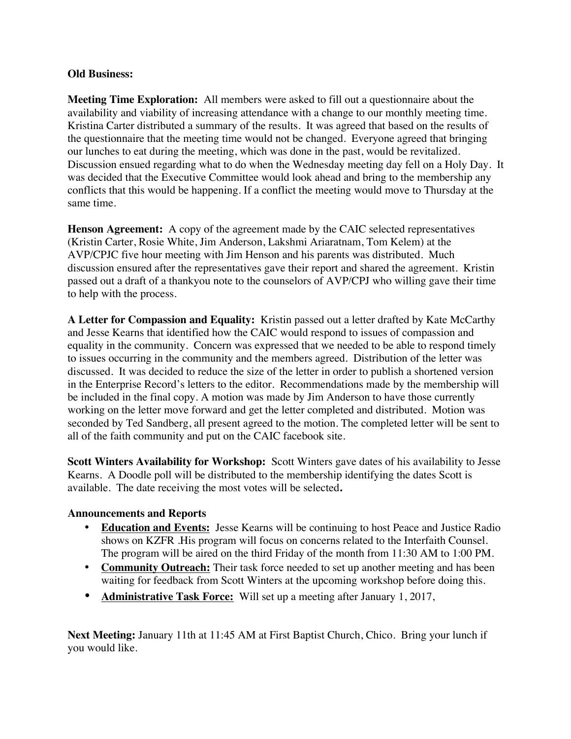**Old Business:**

**Meeting Time Exploration:** All members were asked to fill out a questionnaire about the availability and viability of increasing attendance with a change to our monthly meeting time. Kristina Carter distributed a summary of the results. It was agreed that based on the results of the questionnaire that the meeting time would not be changed. Everyone agreed that bringing our lunches to eat during the meeting, which was done in the past, would be revitalized. Discussion ensued regarding what to do when the Wednesday meeting day fell on a Holy Day. It was decided that the Executive Committee would look ahead and bring to the membership any conflicts that this would be happening. If a conflict the meeting would move to Thursday at the same time.

**Henson Agreement:** A copy of the agreement made by the CAIC selected representatives (Kristin Carter, Rosie White, Jim Anderson, Lakshmi Ariaratnam, Tom Kelem) at the AVP/CPJC five hour meeting with Jim Henson and his parents was distributed. Much discussion ensured after the representatives gave their report and shared the agreement. Kristin passed out a draft of a thankyou note to the counselors of AVP/CPJ who willing gave their time to help with the process.

**A Letter for Compassion and Equality:** Kristin passed out a letter drafted by Kate McCarthy and Jesse Kearns that identified how the CAIC would respond to issues of compassion and equality in the community. Concern was expressed that we needed to be able to respond timely to issues occurring in the community and the members agreed. Distribution of the letter was discussed. It was decided to reduce the size of the letter in order to publish a shortened version in the Enterprise Record's letters to the editor. Recommendations made by the membership will be included in the final copy. A motion was made by Jim Anderson to have those currently working on the letter move forward and get the letter completed and distributed. Motion was seconded by Ted Sandberg, all present agreed to the motion. The completed letter will be sent to all of the faith community and put on the CAIC facebook site.

**Scott Winters Availability for Workshop:** Scott Winters gave dates of his availability to Jesse Kearns. A Doodle poll will be distributed to the membership identifying the dates Scott is available. The date receiving the most votes will be selected**.**

**Announcements and Reports**

- **<u>Education and Events:</u>** Jesse Kearns will be continuing to host Peace and Justice Radio shows on KZFR .His program will focus on concerns related to the Interfaith Counsel. The program will be aired on the third Friday of the month from 11:30 AM to 1:00 PM.
- **<u>Community Outreach:</u>** Their task force needed to set up another meeting and has been waiting for feedback from Scott Winters at the upcoming workshop before doing this.
- **<u>Administrative Task Force:</u>** Will set up a meeting after January 1, 2017,

**Next Meeting:** January 11th at 11:45 AM at First Baptist Church, Chico. Bring your lunch if you would like.